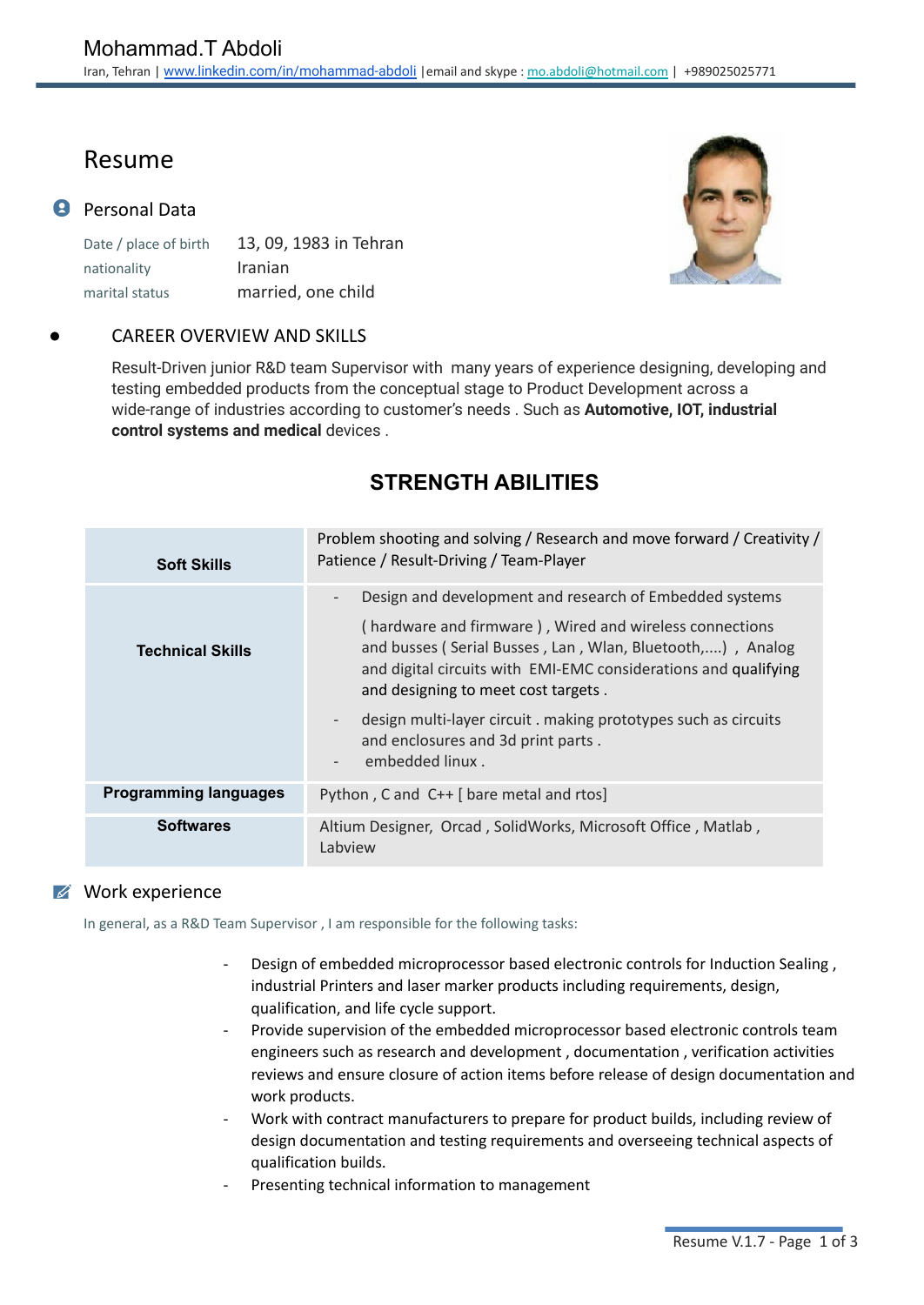# Mohammad.T Abdoli

Iran, Tehran | www.linkedin.com/in/mohammad-abdoli |email and skype : mo.abdoli@hotmail.com | +989025025771

## Resume

### Personal Data

| | |
|---|---|
| Date / place of birth | 13, 09, 1983 in Tehran |
| nationality | Iranian |
| marital status | married, one child |

- CAREER OVERVIEW AND SKILLS

Result-Driven junior R&D team Supervisor with many years of experience designing, developing and testing embedded products from the conceptual stage to Product Development across a wide-range of industries according to customer's needs . Such as **Automotive, IOT, industrial control systems and medical** devices .

## STRENGTH ABILITIES

| | |
|---|---|
| **Soft Skills** | Problem shooting and solving / Research and move forward / Creativity / Patience / Result-Driving / Team-Player |
| **Technical Skills** | - Design and development and research of Embedded systems ( hardware and firmware ) , Wired and wireless connections and busses ( Serial Busses , Lan , Wlan, Bluetooth,....) , Analog and digital circuits with EMI-EMC considerations and qualifying and designing to meet cost targets .<br>- design multi-layer circuit . making prototypes such as circuits and enclosures and 3d print parts .<br>- embedded linux . |
| **Programming languages** | Python , C and C++ [ bare metal and rtos] |
| **Softwares** | Altium Designer, Orcad , SolidWorks, Microsoft Office , Matlab , Labview |

### Work experience

In general, as a R&D Team Supervisor , I am responsible for the following tasks:

- Design of embedded microprocessor based electronic controls for Induction Sealing , industrial Printers and laser marker products including requirements, design, qualification, and life cycle support.
- Provide supervision of the embedded microprocessor based electronic controls team engineers such as research and development , documentation , verification activities reviews and ensure closure of action items before release of design documentation and work products.
- Work with contract manufacturers to prepare for product builds, including review of design documentation and testing requirements and overseeing technical aspects of qualification builds.
- Presenting technical information to management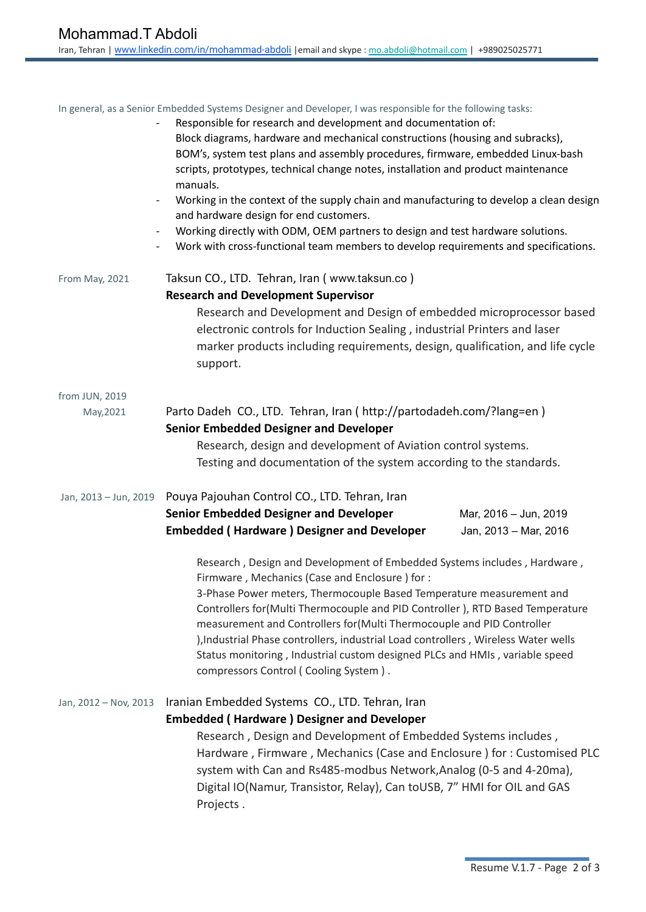# Mohammad.T Abdoli

Iran, Tehran | www.linkedin.com/in/mohammad-abdoli |email and skype : mo.abdoli@hotmail.com | +989025025771

In general, as a Senior Embedded Systems Designer and Developer, I was responsible for the following tasks:

- Responsible for research and development and documentation of:
  Block diagrams, hardware and mechanical constructions (housing and subracks), BOM's, system test plans and assembly procedures, firmware, embedded Linux-bash scripts, prototypes, technical change notes, installation and product maintenance manuals.
- Working in the context of the supply chain and manufacturing to develop a clean design and hardware design for end customers.
- Working directly with ODM, OEM partners to design and test hardware solutions.
- Work with cross-functional team members to develop requirements and specifications.

From May, 2021

Taksun CO., LTD. Tehran, Iran ( www.taksun.co )

**Research and Development Supervisor**

Research and Development and Design of embedded microprocessor based electronic controls for Induction Sealing , industrial Printers and laser marker products including requirements, design, qualification, and life cycle support.

from JUN, 2019
May,2021

Parto Dadeh CO., LTD. Tehran, Iran ( http://partodadeh.com/?lang=en )

**Senior Embedded Designer and Developer**

Research, design and development of Aviation control systems.
Testing and documentation of the system according to the standards.

Jan, 2013 – Jun, 2019

Pouya Pajouhan Control CO., LTD. Tehran, Iran

**Senior Embedded Designer and Developer** Mar, 2016 – Jun, 2019

**Embedded ( Hardware ) Designer and Developer** Jan, 2013 – Mar, 2016

Research , Design and Development of Embedded Systems includes , Hardware , Firmware , Mechanics (Case and Enclosure ) for :
3-Phase Power meters, Thermocouple Based Temperature measurement and Controllers for(Multi Thermocouple and PID Controller ), RTD Based Temperature measurement and Controllers for(Multi Thermocouple and PID Controller ),Industrial Phase controllers, industrial Load controllers , Wireless Water wells Status monitoring , Industrial custom designed PLCs and HMIs , variable speed compressors Control ( Cooling System ) .

Jan, 2012 – Nov, 2013

Iranian Embedded Systems CO., LTD. Tehran, Iran

**Embedded ( Hardware ) Designer and Developer**

Research , Design and Development of Embedded Systems includes , Hardware , Firmware , Mechanics (Case and Enclosure ) for : Customised PLC system with Can and Rs485-modbus Network,Analog (0-5 and 4-20ma), Digital IO(Namur, Transistor, Relay), Can toUSB, 7" HMI for OIL and GAS Projects .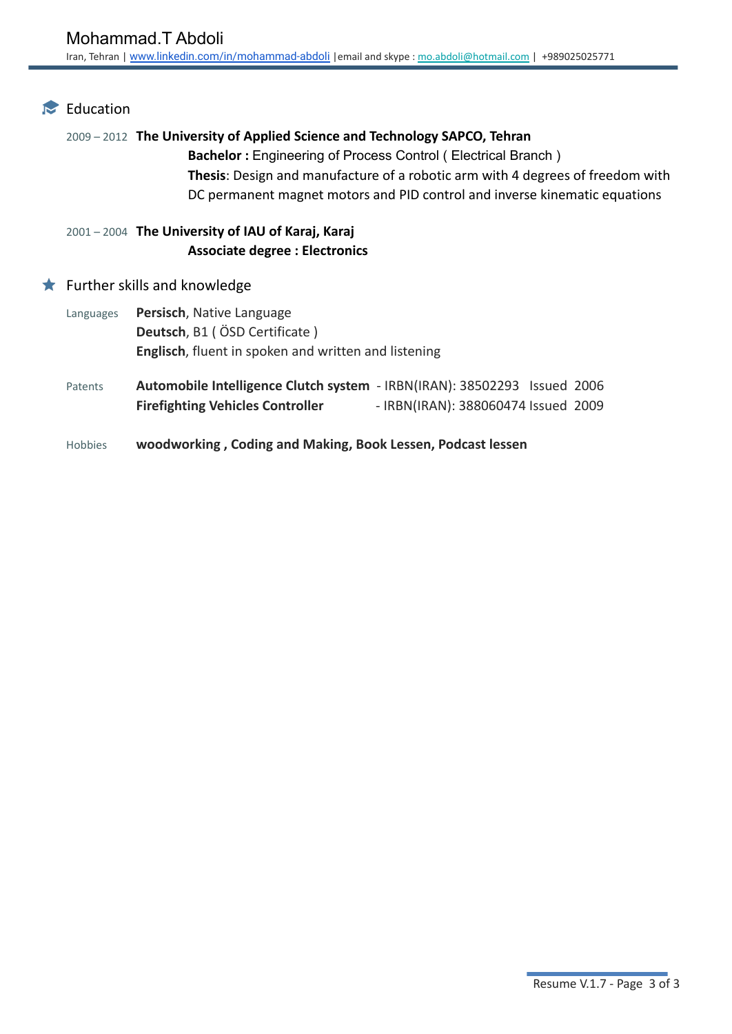# Mohammad.T Abdoli

Iran, Tehran | www.linkedin.com/in/mohammad-abdoli |email and skype : mo.abdoli@hotmail.com | +989025025771

## Education

2009 – 2012 **The University of Applied Science and Technology SAPCO, Tehran**
**Bachelor :** Engineering of Process Control ( Electrical Branch )
**Thesis**: Design and manufacture of a robotic arm with 4 degrees of freedom with DC permanent magnet motors and PID control and inverse kinematic equations

2001 – 2004 **The University of IAU of Karaj, Karaj**
**Associate degree : Electronics**

## Further skills and knowledge

Languages
**Persisch**, Native Language
**Deutsch**, B1 ( ÖSD Certificate )
**Englisch**, fluent in spoken and written and listening

Patents
**Automobile Intelligence Clutch system** - IRBN(IRAN): 38502293 Issued 2006
**Firefighting Vehicles Controller** - IRBN(IRAN): 388060474 Issued 2009

Hobbies
**woodworking , Coding and Making, Book Lessen, Podcast lessen**